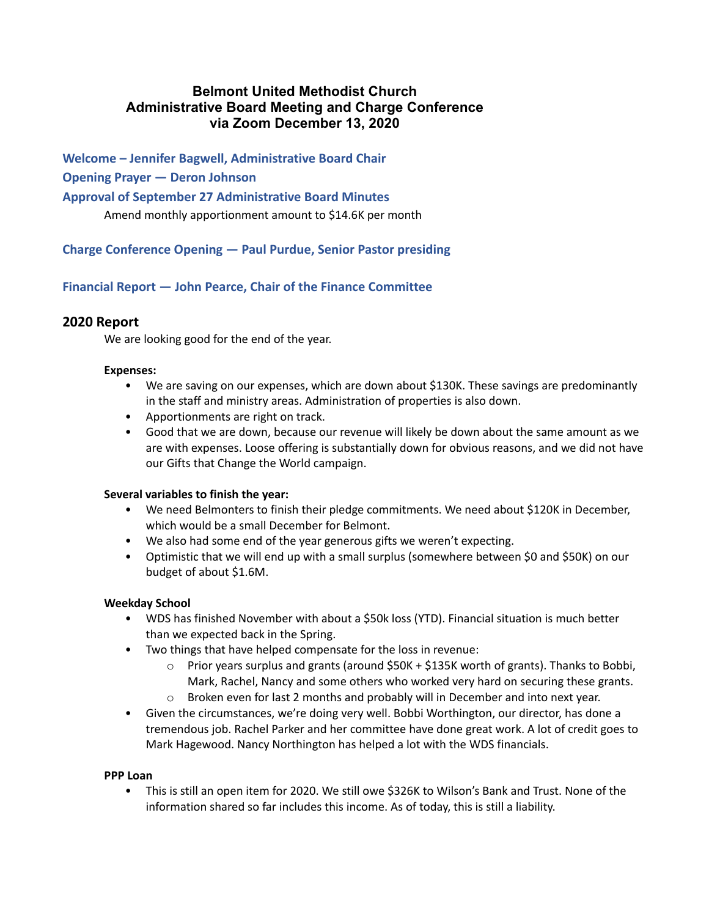# Belmont United Methodist Church
# Administrative Board Meeting and Charge Conference
# via Zoom December 13, 2020

### Welcome – Jennifer Bagwell, Administrative Board Chair

### Opening Prayer — Deron Johnson

### Approval of September 27 Administrative Board Minutes

Amend monthly apportionment amount to $14.6K per month

### Charge Conference Opening — Paul Purdue, Senior Pastor presiding

### Financial Report — John Pearce, Chair of the Finance Committee

## 2020 Report

We are looking good for the end of the year.

**Expenses:**

- We are saving on our expenses, which are down about $130K. These savings are predominantly in the staff and ministry areas. Administration of properties is also down.
- Apportionments are right on track.
- Good that we are down, because our revenue will likely be down about the same amount as we are with expenses. Loose offering is substantially down for obvious reasons, and we did not have our Gifts that Change the World campaign.

**Several variables to finish the year:**

- We need Belmonters to finish their pledge commitments. We need about $120K in December, which would be a small December for Belmont.
- We also had some end of the year generous gifts we weren't expecting.
- Optimistic that we will end up with a small surplus (somewhere between $0 and $50K) on our budget of about $1.6M.

**Weekday School**

- WDS has finished November with about a $50k loss (YTD). Financial situation is much better than we expected back in the Spring.
- Two things that have helped compensate for the loss in revenue:
  - Prior years surplus and grants (around $50K + $135K worth of grants). Thanks to Bobbi, Mark, Rachel, Nancy and some others who worked very hard on securing these grants.
  - Broken even for last 2 months and probably will in December and into next year.
- Given the circumstances, we're doing very well. Bobbi Worthington, our director, has done a tremendous job. Rachel Parker and her committee have done great work. A lot of credit goes to Mark Hagewood. Nancy Northington has helped a lot with the WDS financials.

**PPP Loan**

- This is still an open item for 2020. We still owe $326K to Wilson's Bank and Trust. None of the information shared so far includes this income. As of today, this is still a liability.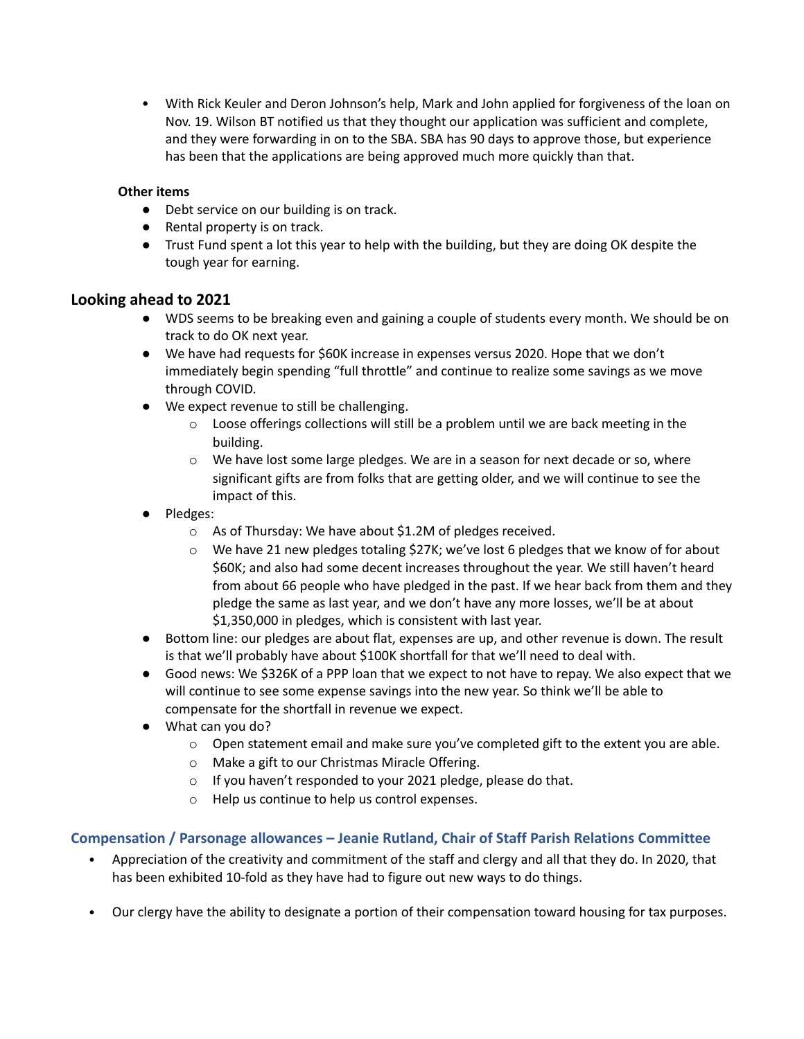- With Rick Keuler and Deron Johnson's help, Mark and John applied for forgiveness of the loan on Nov. 19. Wilson BT notified us that they thought our application was sufficient and complete, and they were forwarding in on to the SBA. SBA has 90 days to approve those, but experience has been that the applications are being approved much more quickly than that.

**Other items**

- Debt service on our building is on track.
- Rental property is on track.
- Trust Fund spent a lot this year to help with the building, but they are doing OK despite the tough year for earning.

## Looking ahead to 2021

- WDS seems to be breaking even and gaining a couple of students every month. We should be on track to do OK next year.
- We have had requests for $60K increase in expenses versus 2020. Hope that we don't immediately begin spending "full throttle" and continue to realize some savings as we move through COVID.
- We expect revenue to still be challenging.
  - Loose offerings collections will still be a problem until we are back meeting in the building.
  - We have lost some large pledges. We are in a season for next decade or so, where significant gifts are from folks that are getting older, and we will continue to see the impact of this.
- Pledges:
  - As of Thursday: We have about $1.2M of pledges received.
  - We have 21 new pledges totaling $27K; we've lost 6 pledges that we know of for about $60K; and also had some decent increases throughout the year. We still haven't heard from about 66 people who have pledged in the past. If we hear back from them and they pledge the same as last year, and we don't have any more losses, we'll be at about $1,350,000 in pledges, which is consistent with last year.
- Bottom line: our pledges are about flat, expenses are up, and other revenue is down. The result is that we'll probably have about $100K shortfall for that we'll need to deal with.
- Good news: We $326K of a PPP loan that we expect to not have to repay. We also expect that we will continue to see some expense savings into the new year. So think we'll be able to compensate for the shortfall in revenue we expect.
- What can you do?
  - Open statement email and make sure you've completed gift to the extent you are able.
  - Make a gift to our Christmas Miracle Offering.
  - If you haven't responded to your 2021 pledge, please do that.
  - Help us continue to help us control expenses.

### Compensation / Parsonage allowances – Jeanie Rutland, Chair of Staff Parish Relations Committee

- Appreciation of the creativity and commitment of the staff and clergy and all that they do. In 2020, that has been exhibited 10-fold as they have had to figure out new ways to do things.
- Our clergy have the ability to designate a portion of their compensation toward housing for tax purposes.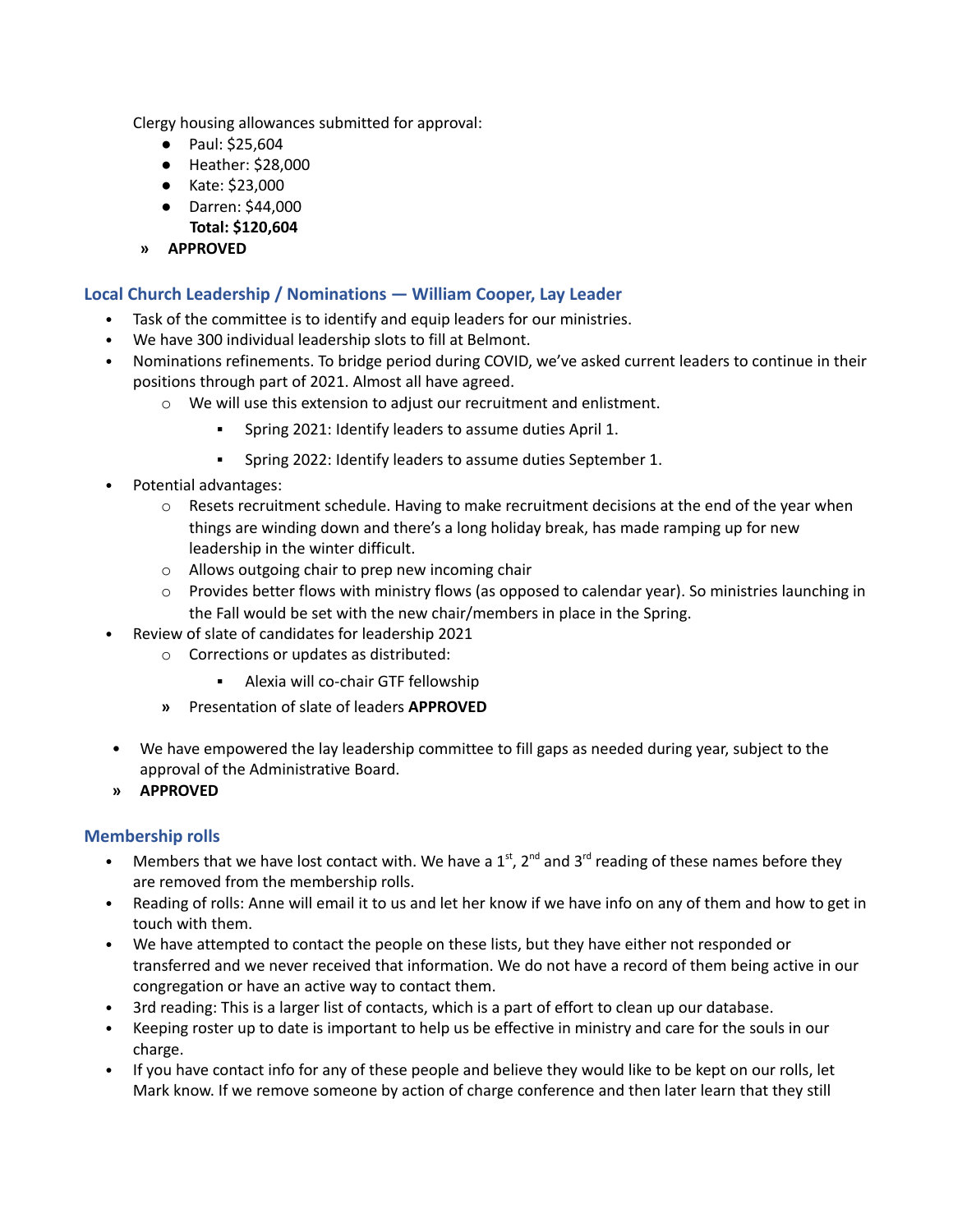Clergy housing allowances submitted for approval:

- Paul: $25,604
- Heather: $28,000
- Kate: $23,000
- Darren: $44,000
  **Total: $120,604**

» **APPROVED**

### Local Church Leadership / Nominations — William Cooper, Lay Leader

- Task of the committee is to identify and equip leaders for our ministries.
- We have 300 individual leadership slots to fill at Belmont.
- Nominations refinements. To bridge period during COVID, we've asked current leaders to continue in their positions through part of 2021. Almost all have agreed.
  - We will use this extension to adjust our recruitment and enlistment.
    - Spring 2021: Identify leaders to assume duties April 1.
    - Spring 2022: Identify leaders to assume duties September 1.
- Potential advantages:
  - Resets recruitment schedule. Having to make recruitment decisions at the end of the year when things are winding down and there's a long holiday break, has made ramping up for new leadership in the winter difficult.
  - Allows outgoing chair to prep new incoming chair
  - Provides better flows with ministry flows (as opposed to calendar year). So ministries launching in the Fall would be set with the new chair/members in place in the Spring.
- Review of slate of candidates for leadership 2021
  - Corrections or updates as distributed:
    - Alexia will co-chair GTF fellowship

  » Presentation of slate of leaders **APPROVED**

- We have empowered the lay leadership committee to fill gaps as needed during year, subject to the approval of the Administrative Board.

» **APPROVED**

### Membership rolls

- Members that we have lost contact with. We have a 1st, 2nd and 3rd reading of these names before they are removed from the membership rolls.
- Reading of rolls: Anne will email it to us and let her know if we have info on any of them and how to get in touch with them.
- We have attempted to contact the people on these lists, but they have either not responded or transferred and we never received that information. We do not have a record of them being active in our congregation or have an active way to contact them.
- 3rd reading: This is a larger list of contacts, which is a part of effort to clean up our database.
- Keeping roster up to date is important to help us be effective in ministry and care for the souls in our charge.
- If you have contact info for any of these people and believe they would like to be kept on our rolls, let Mark know. If we remove someone by action of charge conference and then later learn that they still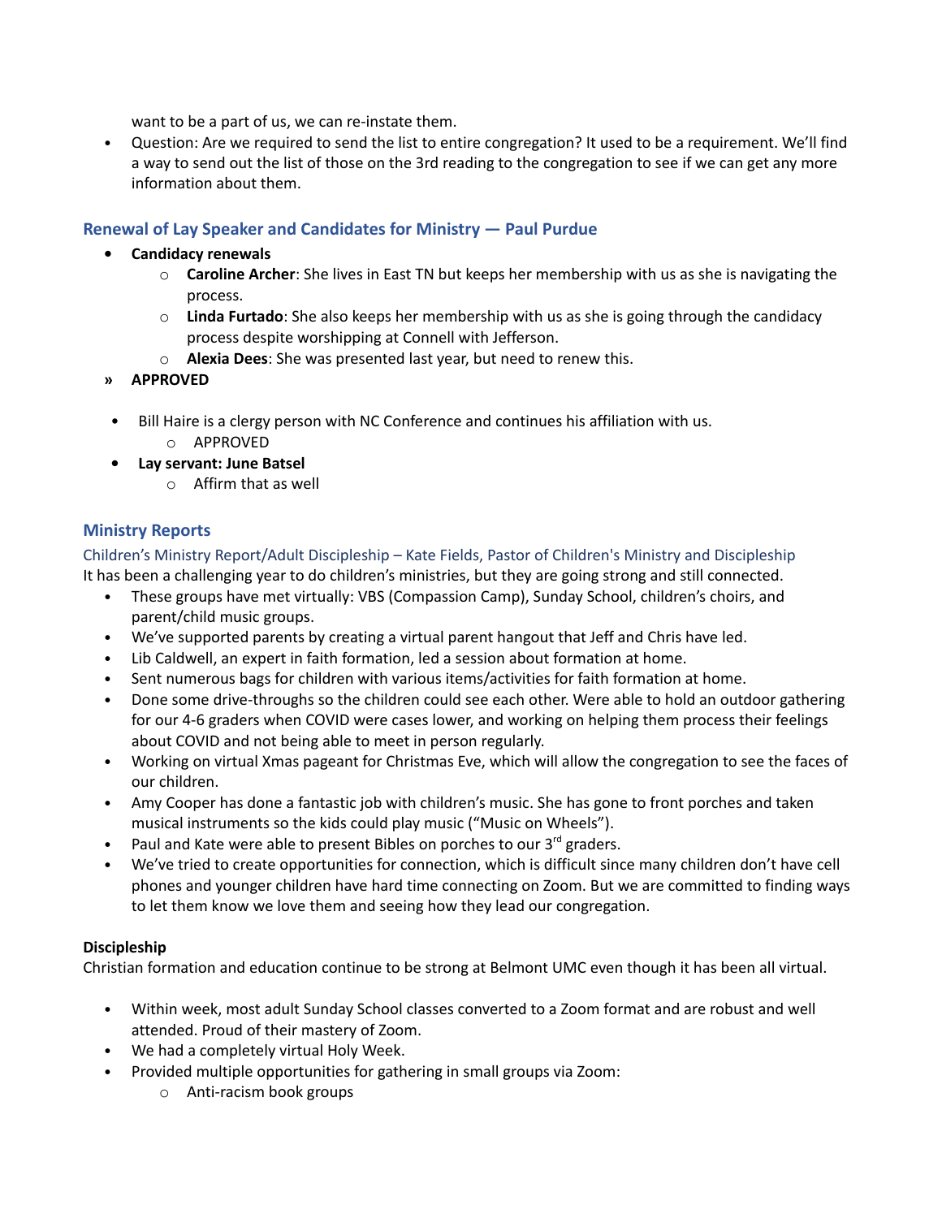want to be a part of us, we can re-instate them.

- Question: Are we required to send the list to entire congregation? It used to be a requirement. We'll find a way to send out the list of those on the 3rd reading to the congregation to see if we can get any more information about them.

## Renewal of Lay Speaker and Candidates for Ministry — Paul Purdue

- **Candidacy renewals**
  - **Caroline Archer**: She lives in East TN but keeps her membership with us as she is navigating the process.
  - **Linda Furtado**: She also keeps her membership with us as she is going through the candidacy process despite worshipping at Connell with Jefferson.
  - **Alexia Dees**: She was presented last year, but need to renew this.

» **APPROVED**

- Bill Haire is a clergy person with NC Conference and continues his affiliation with us.
  - APPROVED
- **Lay servant: June Batsel**
  - Affirm that as well

## Ministry Reports

### Children's Ministry Report/Adult Discipleship – Kate Fields, Pastor of Children's Ministry and Discipleship

It has been a challenging year to do children's ministries, but they are going strong and still connected.

- These groups have met virtually: VBS (Compassion Camp), Sunday School, children's choirs, and parent/child music groups.
- We've supported parents by creating a virtual parent hangout that Jeff and Chris have led.
- Lib Caldwell, an expert in faith formation, led a session about formation at home.
- Sent numerous bags for children with various items/activities for faith formation at home.
- Done some drive-throughs so the children could see each other. Were able to hold an outdoor gathering for our 4-6 graders when COVID were cases lower, and working on helping them process their feelings about COVID and not being able to meet in person regularly.
- Working on virtual Xmas pageant for Christmas Eve, which will allow the congregation to see the faces of our children.
- Amy Cooper has done a fantastic job with children's music. She has gone to front porches and taken musical instruments so the kids could play music ("Music on Wheels").
- Paul and Kate were able to present Bibles on porches to our 3rd graders.
- We've tried to create opportunities for connection, which is difficult since many children don't have cell phones and younger children have hard time connecting on Zoom. But we are committed to finding ways to let them know we love them and seeing how they lead our congregation.

**Discipleship**

Christian formation and education continue to be strong at Belmont UMC even though it has been all virtual.

- Within week, most adult Sunday School classes converted to a Zoom format and are robust and well attended. Proud of their mastery of Zoom.
- We had a completely virtual Holy Week.
- Provided multiple opportunities for gathering in small groups via Zoom:
  - Anti-racism book groups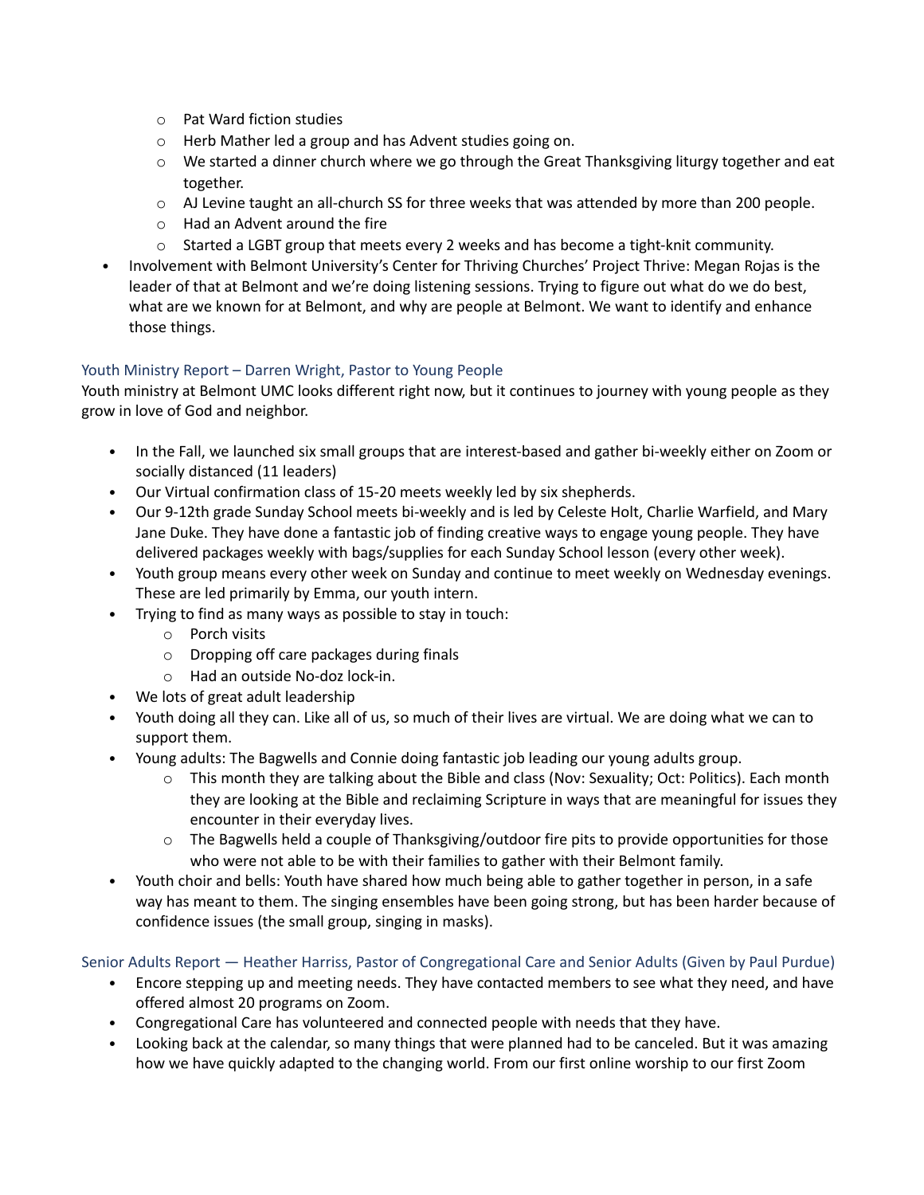- Pat Ward fiction studies
  - Herb Mather led a group and has Advent studies going on.
  - We started a dinner church where we go through the Great Thanksgiving liturgy together and eat together.
  - AJ Levine taught an all-church SS for three weeks that was attended by more than 200 people.
  - Had an Advent around the fire
  - Started a LGBT group that meets every 2 weeks and has become a tight-knit community.
- Involvement with Belmont University's Center for Thriving Churches' Project Thrive: Megan Rojas is the leader of that at Belmont and we're doing listening sessions. Trying to figure out what do we do best, what are we known for at Belmont, and why are people at Belmont. We want to identify and enhance those things.

### Youth Ministry Report – Darren Wright, Pastor to Young People

Youth ministry at Belmont UMC looks different right now, but it continues to journey with young people as they grow in love of God and neighbor.

- In the Fall, we launched six small groups that are interest-based and gather bi-weekly either on Zoom or socially distanced (11 leaders)
- Our Virtual confirmation class of 15-20 meets weekly led by six shepherds.
- Our 9-12th grade Sunday School meets bi-weekly and is led by Celeste Holt, Charlie Warfield, and Mary Jane Duke. They have done a fantastic job of finding creative ways to engage young people. They have delivered packages weekly with bags/supplies for each Sunday School lesson (every other week).
- Youth group means every other week on Sunday and continue to meet weekly on Wednesday evenings. These are led primarily by Emma, our youth intern.
- Trying to find as many ways as possible to stay in touch:
  - Porch visits
  - Dropping off care packages during finals
  - Had an outside No-doz lock-in.
- We lots of great adult leadership
- Youth doing all they can. Like all of us, so much of their lives are virtual. We are doing what we can to support them.
- Young adults: The Bagwells and Connie doing fantastic job leading our young adults group.
  - This month they are talking about the Bible and class (Nov: Sexuality; Oct: Politics). Each month they are looking at the Bible and reclaiming Scripture in ways that are meaningful for issues they encounter in their everyday lives.
  - The Bagwells held a couple of Thanksgiving/outdoor fire pits to provide opportunities for those who were not able to be with their families to gather with their Belmont family.
- Youth choir and bells: Youth have shared how much being able to gather together in person, in a safe way has meant to them. The singing ensembles have been going strong, but has been harder because of confidence issues (the small group, singing in masks).

### Senior Adults Report — Heather Harriss, Pastor of Congregational Care and Senior Adults (Given by Paul Purdue)

- Encore stepping up and meeting needs. They have contacted members to see what they need, and have offered almost 20 programs on Zoom.
- Congregational Care has volunteered and connected people with needs that they have.
- Looking back at the calendar, so many things that were planned had to be canceled. But it was amazing how we have quickly adapted to the changing world. From our first online worship to our first Zoom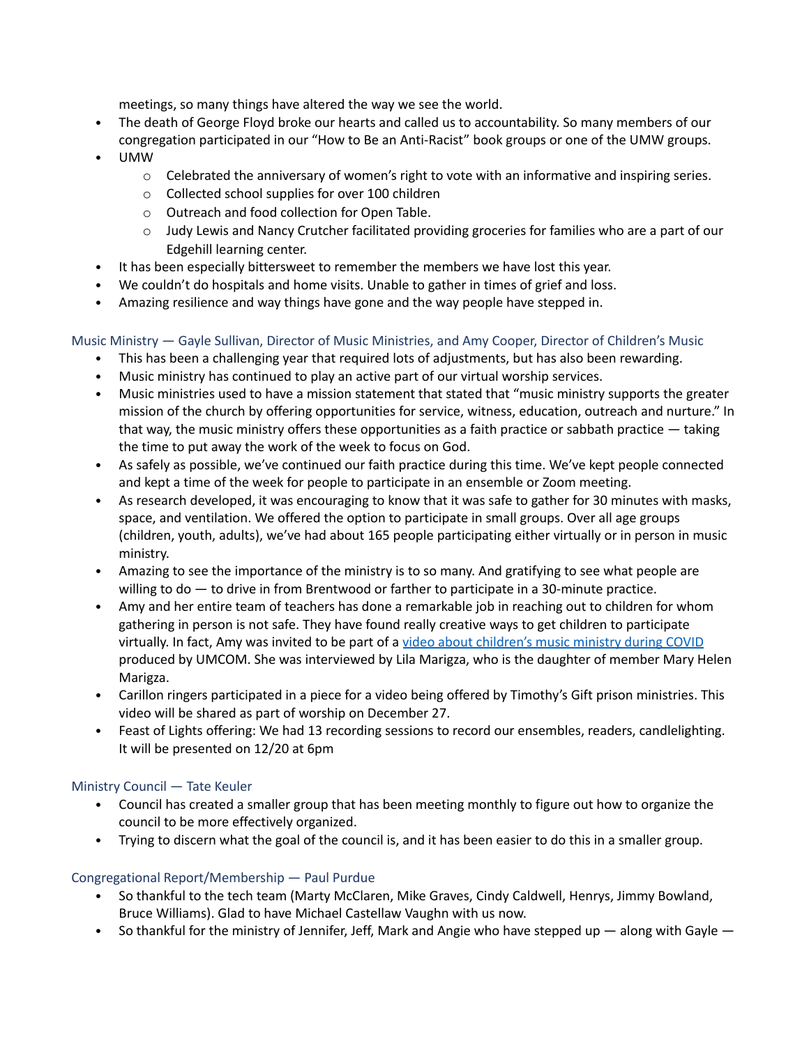meetings, so many things have altered the way we see the world.

- The death of George Floyd broke our hearts and called us to accountability. So many members of our congregation participated in our "How to Be an Anti-Racist" book groups or one of the UMW groups.
- UMW
  - Celebrated the anniversary of women's right to vote with an informative and inspiring series.
  - Collected school supplies for over 100 children
  - Outreach and food collection for Open Table.
  - Judy Lewis and Nancy Crutcher facilitated providing groceries for families who are a part of our Edgehill learning center.
- It has been especially bittersweet to remember the members we have lost this year.
- We couldn't do hospitals and home visits. Unable to gather in times of grief and loss.
- Amazing resilience and way things have gone and the way people have stepped in.

### Music Ministry — Gayle Sullivan, Director of Music Ministries, and Amy Cooper, Director of Children's Music

- This has been a challenging year that required lots of adjustments, but has also been rewarding.
- Music ministry has continued to play an active part of our virtual worship services.
- Music ministries used to have a mission statement that stated that "music ministry supports the greater mission of the church by offering opportunities for service, witness, education, outreach and nurture." In that way, the music ministry offers these opportunities as a faith practice or sabbath practice — taking the time to put away the work of the week to focus on God.
- As safely as possible, we've continued our faith practice during this time. We've kept people connected and kept a time of the week for people to participate in an ensemble or Zoom meeting.
- As research developed, it was encouraging to know that it was safe to gather for 30 minutes with masks, space, and ventilation. We offered the option to participate in small groups. Over all age groups (children, youth, adults), we've had about 165 people participating either virtually or in person in music ministry.
- Amazing to see the importance of the ministry is to so many. And gratifying to see what people are willing to do — to drive in from Brentwood or farther to participate in a 30-minute practice.
- Amy and her entire team of teachers has done a remarkable job in reaching out to children for whom gathering in person is not safe. They have found really creative ways to get children to participate virtually. In fact, Amy was invited to be part of a video about children's music ministry during COVID produced by UMCOM. She was interviewed by Lila Marigza, who is the daughter of member Mary Helen Marigza.
- Carillon ringers participated in a piece for a video being offered by Timothy's Gift prison ministries. This video will be shared as part of worship on December 27.
- Feast of Lights offering: We had 13 recording sessions to record our ensembles, readers, candlelighting. It will be presented on 12/20 at 6pm

### Ministry Council — Tate Keuler

- Council has created a smaller group that has been meeting monthly to figure out how to organize the council to be more effectively organized.
- Trying to discern what the goal of the council is, and it has been easier to do this in a smaller group.

### Congregational Report/Membership — Paul Purdue

- So thankful to the tech team (Marty McClaren, Mike Graves, Cindy Caldwell, Henrys, Jimmy Bowland, Bruce Williams). Glad to have Michael Castellaw Vaughn with us now.
- So thankful for the ministry of Jennifer, Jeff, Mark and Angie who have stepped up — along with Gayle —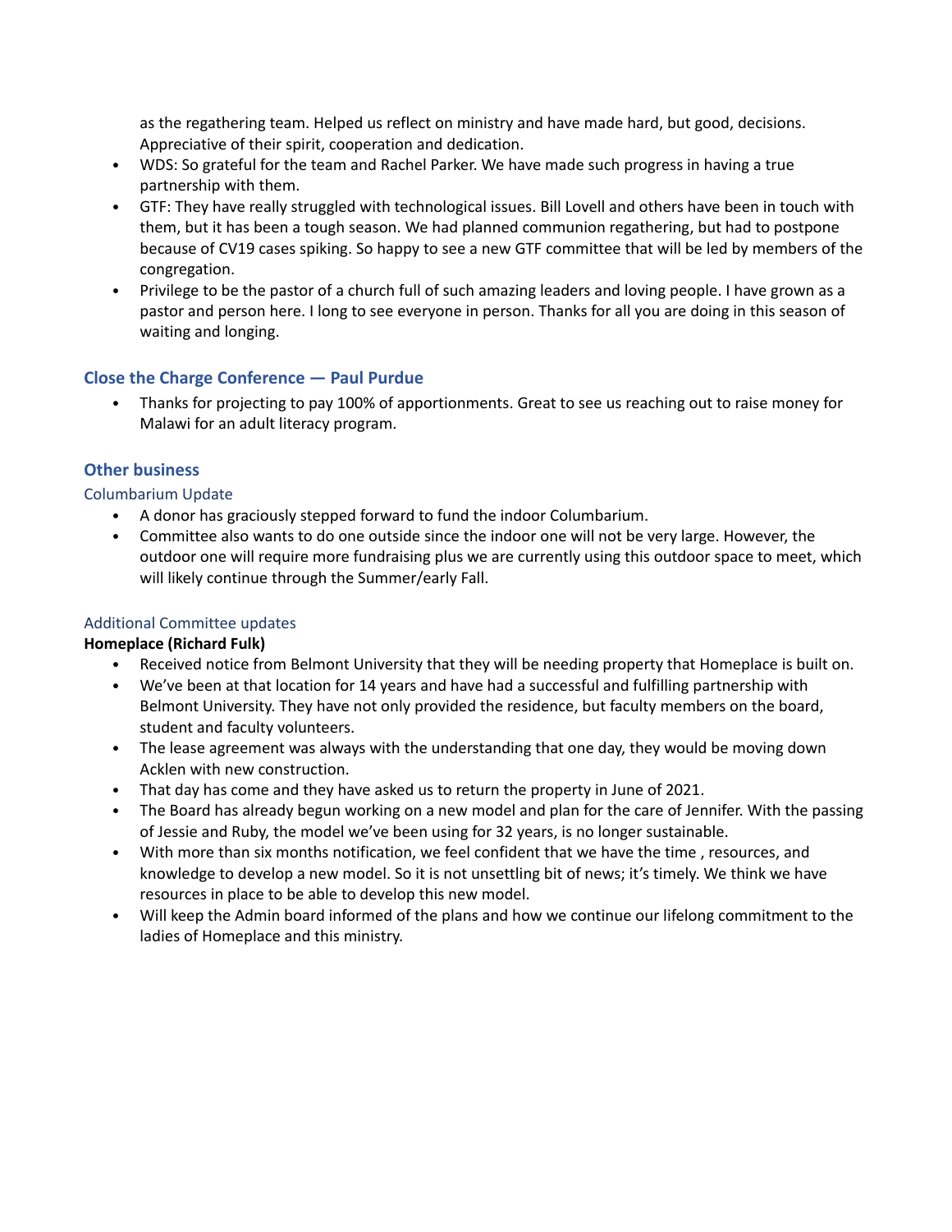as the regathering team. Helped us reflect on ministry and have made hard, but good, decisions. Appreciative of their spirit, cooperation and dedication.

- WDS: So grateful for the team and Rachel Parker. We have made such progress in having a true partnership with them.
- GTF: They have really struggled with technological issues. Bill Lovell and others have been in touch with them, but it has been a tough season. We had planned communion regathering, but had to postpone because of CV19 cases spiking. So happy to see a new GTF committee that will be led by members of the congregation.
- Privilege to be the pastor of a church full of such amazing leaders and loving people. I have grown as a pastor and person here. I long to see everyone in person. Thanks for all you are doing in this season of waiting and longing.

## Close the Charge Conference — Paul Purdue

- Thanks for projecting to pay 100% of apportionments. Great to see us reaching out to raise money for Malawi for an adult literacy program.

## Other business

### Columbarium Update

- A donor has graciously stepped forward to fund the indoor Columbarium.
- Committee also wants to do one outside since the indoor one will not be very large. However, the outdoor one will require more fundraising plus we are currently using this outdoor space to meet, which will likely continue through the Summer/early Fall.

### Additional Committee updates

**Homeplace (Richard Fulk)**

- Received notice from Belmont University that they will be needing property that Homeplace is built on.
- We've been at that location for 14 years and have had a successful and fulfilling partnership with Belmont University. They have not only provided the residence, but faculty members on the board, student and faculty volunteers.
- The lease agreement was always with the understanding that one day, they would be moving down Acklen with new construction.
- That day has come and they have asked us to return the property in June of 2021.
- The Board has already begun working on a new model and plan for the care of Jennifer. With the passing of Jessie and Ruby, the model we've been using for 32 years, is no longer sustainable.
- With more than six months notification, we feel confident that we have the time , resources, and knowledge to develop a new model. So it is not unsettling bit of news; it's timely. We think we have resources in place to be able to develop this new model.
- Will keep the Admin board informed of the plans and how we continue our lifelong commitment to the ladies of Homeplace and this ministry.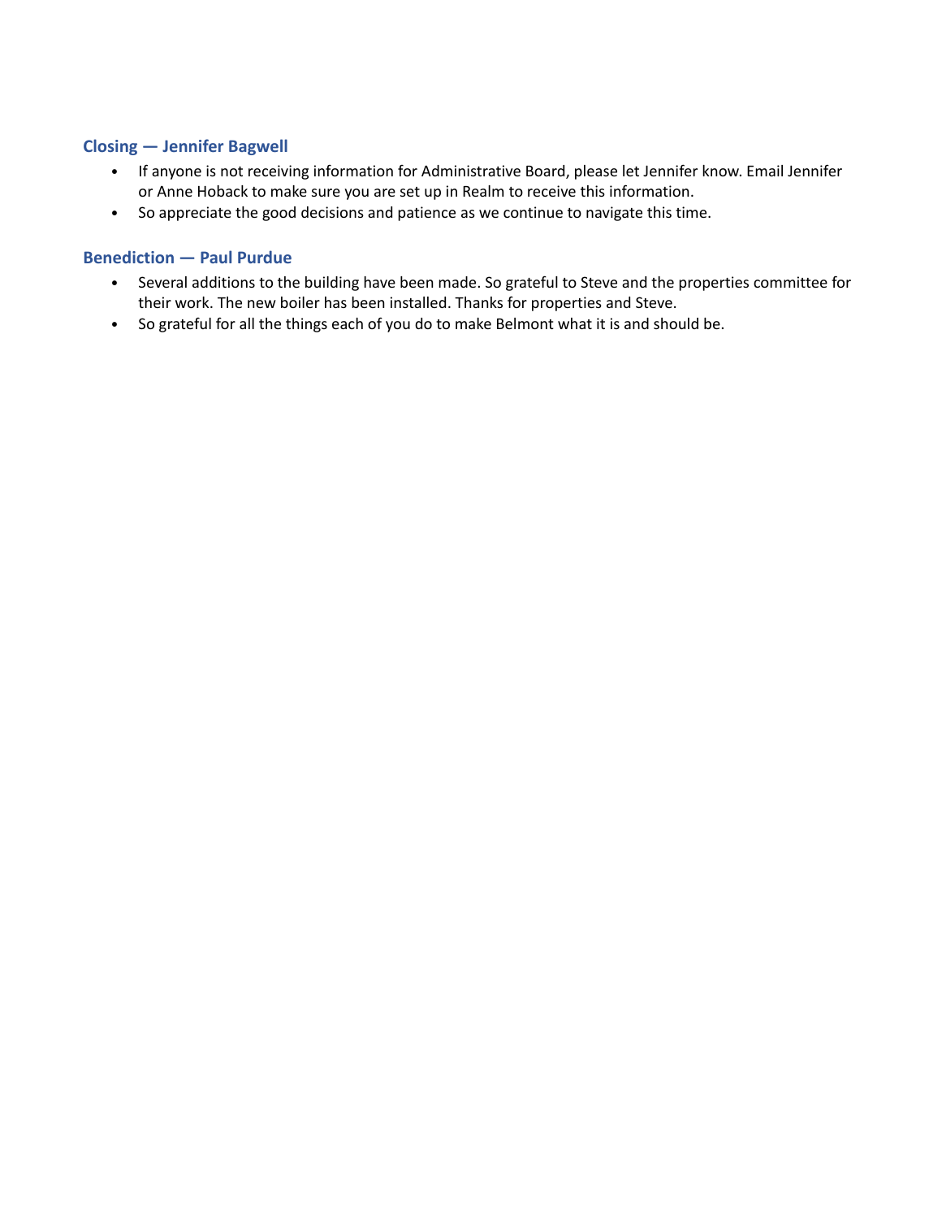### Closing — Jennifer Bagwell

- If anyone is not receiving information for Administrative Board, please let Jennifer know. Email Jennifer or Anne Hoback to make sure you are set up in Realm to receive this information.
- So appreciate the good decisions and patience as we continue to navigate this time.

### Benediction — Paul Purdue

- Several additions to the building have been made. So grateful to Steve and the properties committee for their work. The new boiler has been installed. Thanks for properties and Steve.
- So grateful for all the things each of you do to make Belmont what it is and should be.